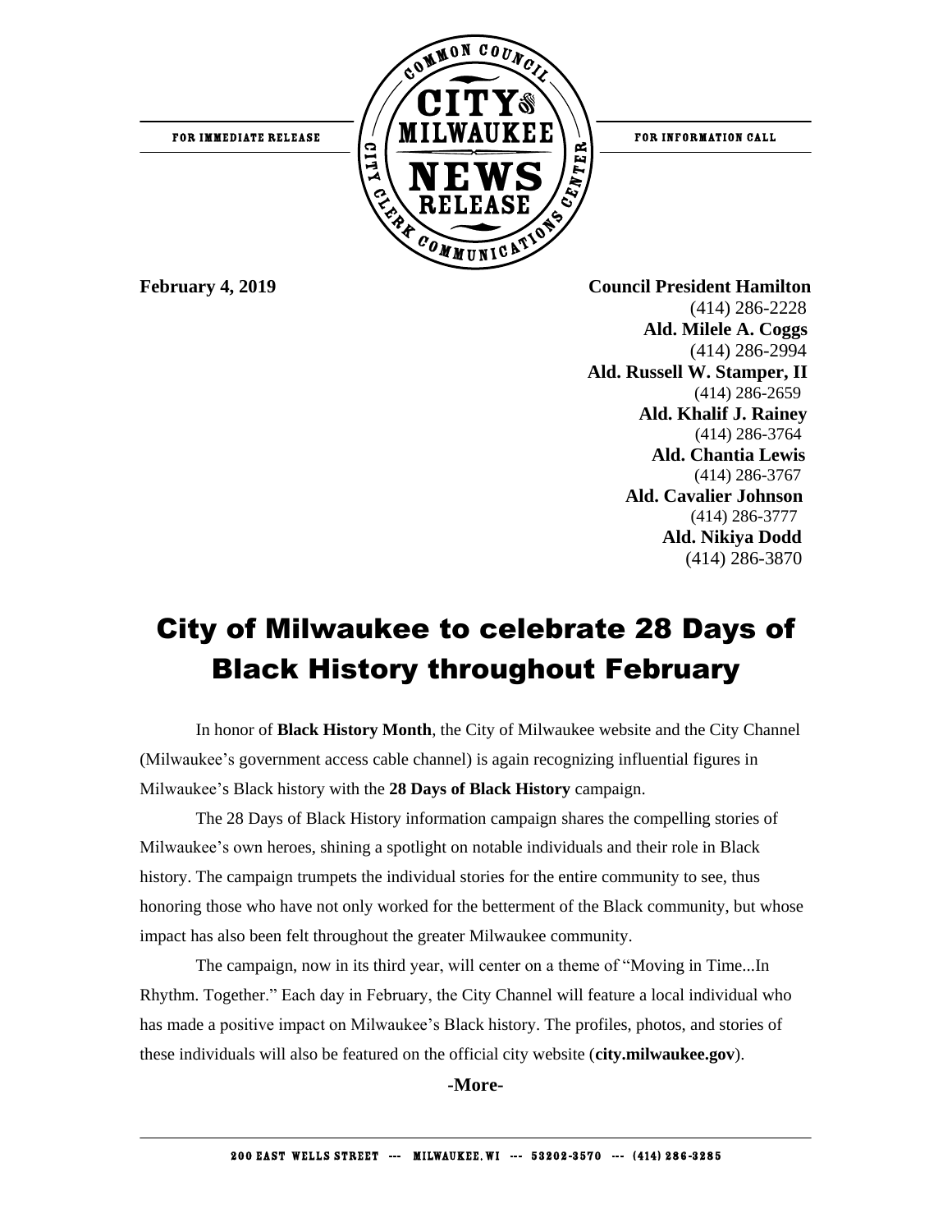FOR IMMEDIATE RELEASE

FOR INFORMATION CALL

**February 4, 2019**

**Council President Hamilton**
(414) 286-2228
**Ald. Milele A. Coggs**
(414) 286-2994
**Ald. Russell W. Stamper, II**
(414) 286-2659
**Ald. Khalif J. Rainey**
(414) 286-3764
**Ald. Chantia Lewis**
(414) 286-3767
**Ald. Cavalier Johnson**
(414) 286-3777
**Ald. Nikiya Dodd**
(414) 286-3870

# City of Milwaukee to celebrate 28 Days of Black History throughout February

In honor of **Black History Month**, the City of Milwaukee website and the City Channel (Milwaukee's government access cable channel) is again recognizing influential figures in Milwaukee's Black history with the **28 Days of Black History** campaign.

The 28 Days of Black History information campaign shares the compelling stories of Milwaukee's own heroes, shining a spotlight on notable individuals and their role in Black history. The campaign trumpets the individual stories for the entire community to see, thus honoring those who have not only worked for the betterment of the Black community, but whose impact has also been felt throughout the greater Milwaukee community.

The campaign, now in its third year, will center on a theme of "Moving in Time...In Rhythm. Together." Each day in February, the City Channel will feature a local individual who has made a positive impact on Milwaukee's Black history. The profiles, photos, and stories of these individuals will also be featured on the official city website (**city.milwaukee.gov**).

**-More-**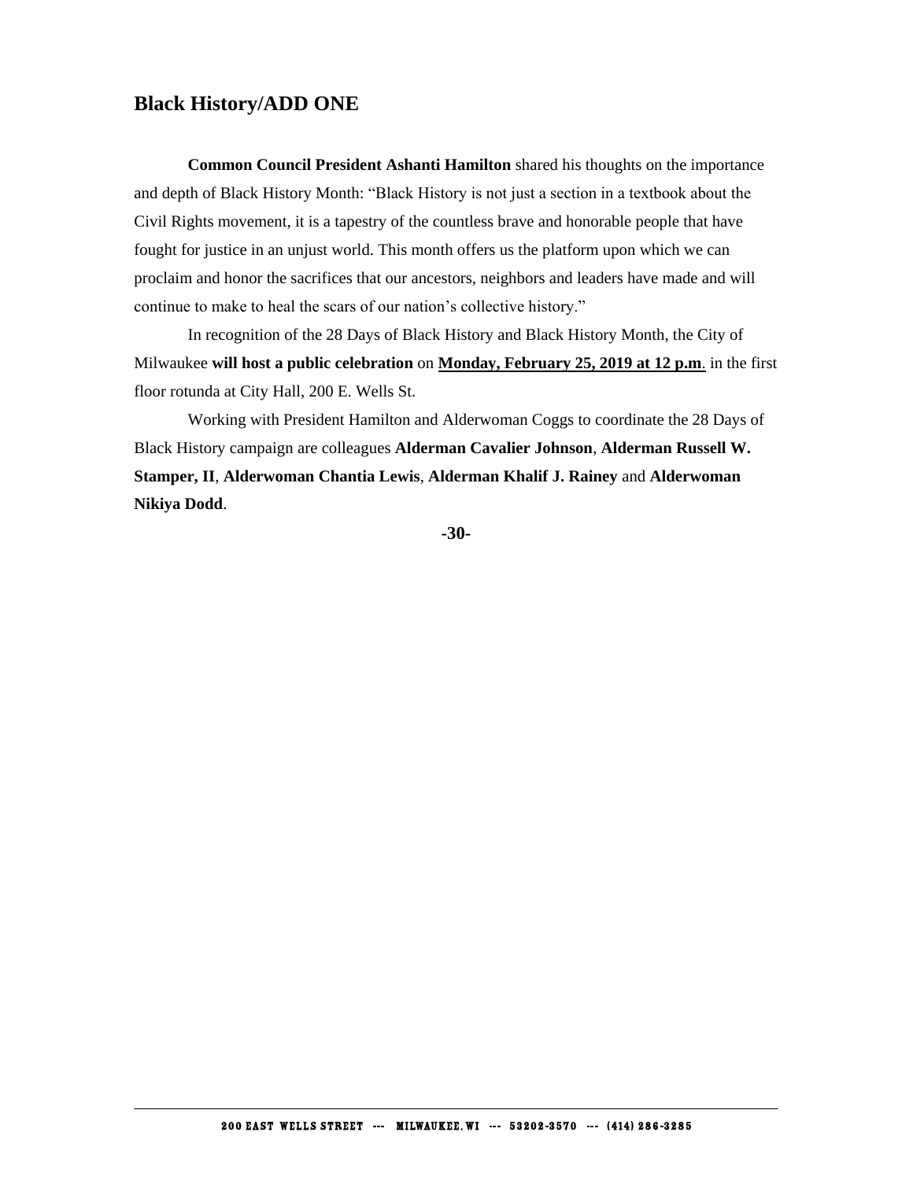## Black History/ADD ONE

**Common Council President Ashanti Hamilton** shared his thoughts on the importance and depth of Black History Month: "Black History is not just a section in a textbook about the Civil Rights movement, it is a tapestry of the countless brave and honorable people that have fought for justice in an unjust world. This month offers us the platform upon which we can proclaim and honor the sacrifices that our ancestors, neighbors and leaders have made and will continue to make to heal the scars of our nation's collective history."

In recognition of the 28 Days of Black History and Black History Month, the City of Milwaukee **will host a public celebration** on **Monday, February 25, 2019 at 12 p.m**. in the first floor rotunda at City Hall, 200 E. Wells St.

Working with President Hamilton and Alderwoman Coggs to coordinate the 28 Days of Black History campaign are colleagues **Alderman Cavalier Johnson**, **Alderman Russell W. Stamper, II**, **Alderwoman Chantia Lewis**, **Alderman Khalif J. Rainey** and **Alderwoman Nikiya Dodd**.

**-30-**